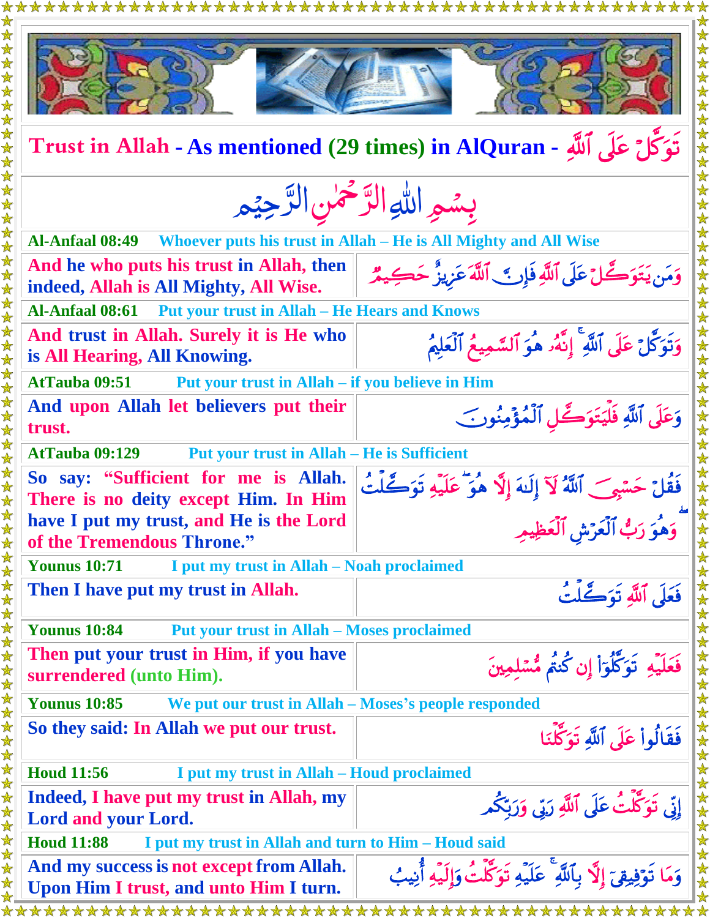# Trust in Allah - As mentioned (29 times) in AlQuran - تَوَكَّلۡ عَلَى ٱللَّهِ

بِسۡمِ ٱللَّهِ ٱلرَّحۡمَٰنِ ٱلرَّحِيمِ

**Al-Anfaal 08:49** Whoever puts his trust in Allah – He is All Mighty and All Wise

| | |
|---|---|
| And he who puts his trust in Allah, then indeed, Allah is All Mighty, All Wise. | وَمَن يَتَوَكَّلۡ عَلَى ٱللَّهِ فَإِنَّ ٱللَّهَ عَزِيزٌ حَكِيمٌ |

**Al-Anfaal 08:61** Put your trust in Allah – He Hears and Knows

| | |
|---|---|
| And trust in Allah. Surely it is He who is All Hearing, All Knowing. | وَتَوَكَّلۡ عَلَى ٱللَّهِۚ إِنَّهُۥ هُوَ ٱلسَّمِيعُ ٱلۡعَلِيمُ |

**AtTauba 09:51** Put your trust in Allah – if you believe in Him

| | |
|---|---|
| And upon Allah let believers put their trust. | وَعَلَى ٱللَّهِ فَلۡيَتَوَكَّلِ ٱلۡمُؤۡمِنُونَ |

**AtTauba 09:129** Put your trust in Allah – He is Sufficient

| | |
|---|---|
| So say: "Sufficient for me is Allah. There is no deity except Him. In Him have I put my trust, and He is the Lord of the Tremendous Throne." | فَقُلۡ حَسۡبِيَ ٱللَّهُ لَآ إِلَٰهَ إِلَّا هُوَۖ عَلَيۡهِ تَوَكَّلۡتُۖ وَهُوَ رَبُّ ٱلۡعَرۡشِ ٱلۡعَظِيمِ |

**Younus 10:71** I put my trust in Allah – Noah proclaimed

| | |
|---|---|
| Then I have put my trust in Allah. | فَعَلَى ٱللَّهِ تَوَكَّلۡتُ |

**Younus 10:84** Put your trust in Allah – Moses proclaimed

| | |
|---|---|
| Then put your trust in Him, if you have surrendered (unto Him). | فَعَلَيۡهِ تَوَكَّلُوٓاْ إِن كُنتُم مُّسۡلِمِينَ |

**Younus 10:85** We put our trust in Allah – Moses's people responded

| | |
|---|---|
| So they said: In Allah we put our trust. | فَقَالُواْ عَلَى ٱللَّهِ تَوَكَّلۡنَا |

**Houd 11:56** I put my trust in Allah – Houd proclaimed

| | |
|---|---|
| Indeed, I have put my trust in Allah, my Lord and your Lord. | إِنِّي تَوَكَّلۡتُ عَلَى ٱللَّهِ رَبِّي وَرَبِّكُم |

**Houd 11:88** I put my trust in Allah and turn to Him – Houd said

| | |
|---|---|
| And my success is not except from Allah. Upon Him I trust, and unto Him I turn. | وَمَا تَوۡفِيقِيٓ إِلَّا بِٱللَّهِۚ عَلَيۡهِ تَوَكَّلۡتُ وَإِلَيۡهِ أُنِيبُ |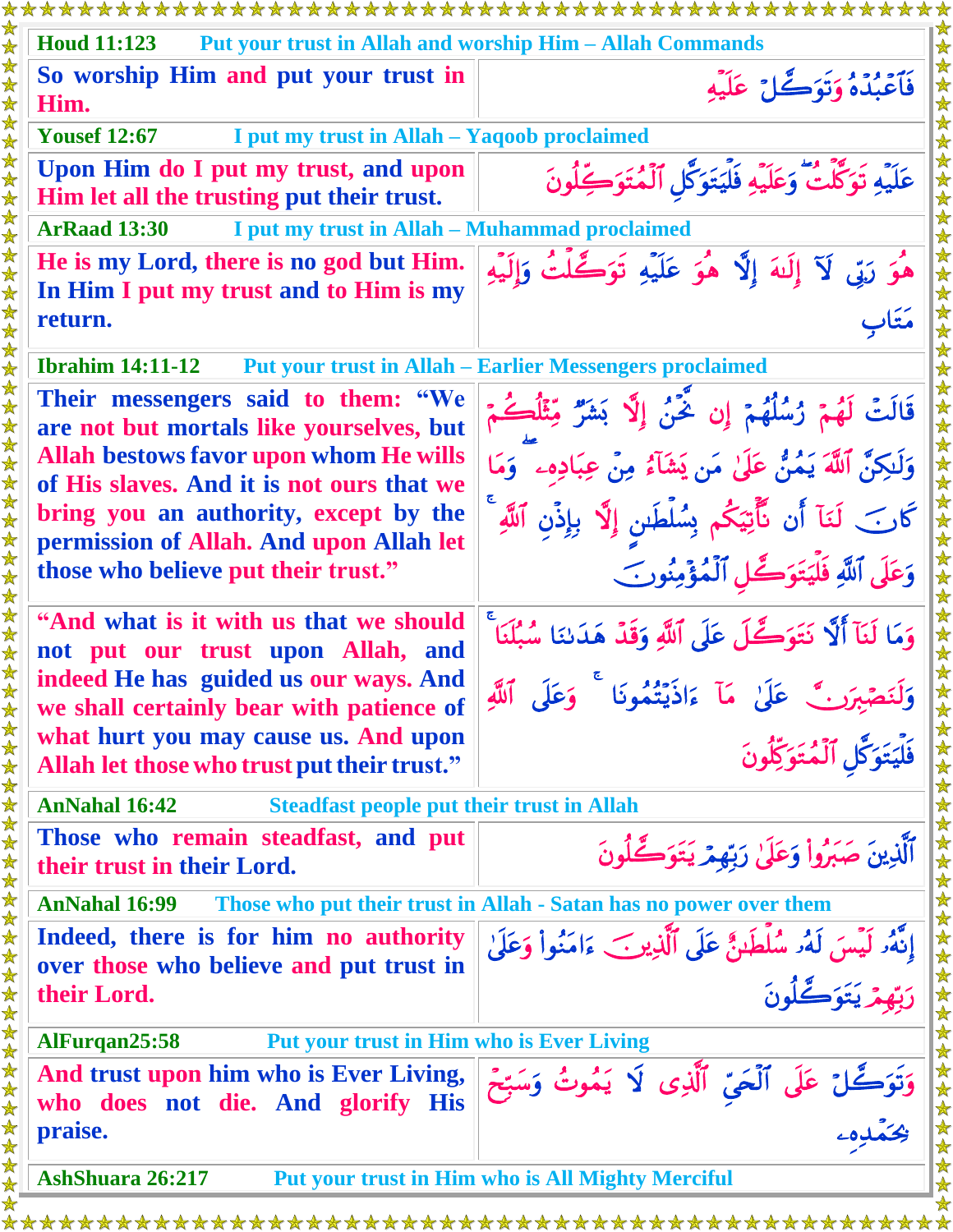| Houd 11:123 | Put your trust in Allah and worship Him – Allah Commands |
|---|---|
| So worship Him and put your trust in Him. | فَٱعۡبُدۡهُ وَتَوَكَّلۡ عَلَيۡهِۚ |
| **Yousef 12:67** | **I put my trust in Allah – Yaqoob proclaimed** |
| Upon Him do I put my trust, and upon Him let all the trusting put their trust. | عَلَيۡهِ تَوَكَّلۡتُۖ وَعَلَيۡهِ فَلۡيَتَوَكَّلِ ٱلۡمُتَوَكِّلُونَ |
| **ArRaad 13:30** | **I put my trust in Allah – Muhammad proclaimed** |
| He is my Lord, there is no god but Him. In Him I put my trust and to Him is my return. | هُوَ رَبِّي لَآ إِلَٰهَ إِلَّا هُوَ عَلَيۡهِ تَوَكَّلۡتُ وَإِلَيۡهِ مَتَابِ |
| **Ibrahim 14:11-12** | **Put your trust in Allah – Earlier Messengers proclaimed** |
| Their messengers said to them: "We are not but mortals like yourselves, but Allah bestows favor upon whom He wills of His slaves. And it is not ours that we bring you an authority, except by the permission of Allah. And upon Allah let those who believe put their trust." | قَالَتۡ لَهُمۡ رُسُلُهُمۡ إِن نَّحۡنُ إِلَّا بَشَرٞ مِّثۡلُكُمۡ وَلَٰكِنَّ ٱللَّهَ يَمُنُّ عَلَىٰ مَن يَشَآءُ مِنۡ عِبَادِهِۦۖ وَمَا كَانَ لَنَآ أَن نَّأۡتِيَكُم بِسُلۡطَٰنٍ إِلَّا بِإِذۡنِ ٱللَّهِۚ وَعَلَى ٱللَّهِ فَلۡيَتَوَكَّلِ ٱلۡمُؤۡمِنُونَ |
| "And what is it with us that we should not put our trust upon Allah, and indeed He has guided us our ways. And we shall certainly bear with patience of what hurt you may cause us. And upon Allah let those who trust put their trust." | وَمَا لَنَآ أَلَّا نَتَوَكَّلَ عَلَى ٱللَّهِ وَقَدۡ هَدَىٰنَا سُبُلَنَاۚ وَلَنَصۡبِرَنَّ عَلَىٰ مَآ ءَاذَيۡتُمُونَاۚ وَعَلَى ٱللَّهِ فَلۡيَتَوَكَّلِ ٱلۡمُتَوَكِّلُونَ |
| **AnNahal 16:42** | **Steadfast people put their trust in Allah** |
| Those who remain steadfast, and put their trust in their Lord. | ٱلَّذِينَ صَبَرُواْ وَعَلَىٰ رَبِّهِمۡ يَتَوَكَّلُونَ |
| **AnNahal 16:99** | **Those who put their trust in Allah - Satan has no power over them** |
| Indeed, there is for him no authority over those who believe and put trust in their Lord. | إِنَّهُۥ لَيۡسَ لَهُۥ سُلۡطَٰنٌ عَلَى ٱلَّذِينَ ءَامَنُواْ وَعَلَىٰ رَبِّهِمۡ يَتَوَكَّلُونَ |
| **AlFurqan25:58** | **Put your trust in Him who is Ever Living** |
| And trust upon him who is Ever Living, who does not die. And glorify His praise. | وَتَوَكَّلۡ عَلَى ٱلۡحَيِّ ٱلَّذِي لَا يَمُوتُ وَسَبِّحۡ بِحَمۡدِهِۦ |
| **AshShuara 26:217** | **Put your trust in Him who is All Mighty Merciful** |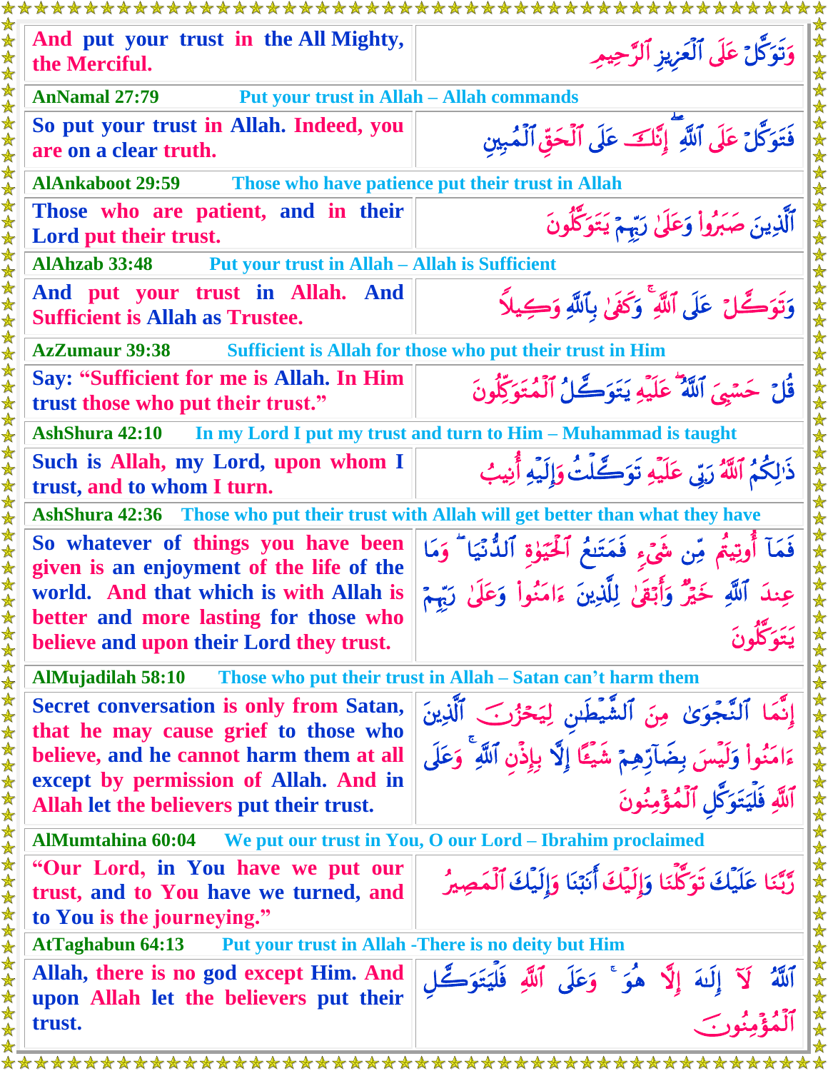| | |
|---|---|
| And put your trust in the All Mighty, the Merciful. | وَتَوَكَّلْ عَلَى ٱلْعَزِيزِ ٱلرَّحِيمِ |
| **AnNamal 27:79** Put your trust in Allah – Allah commands | |
| So put your trust in Allah. Indeed, you are on a clear truth. | فَتَوَكَّلْ عَلَى ٱللَّهِ ۖ إِنَّكَ عَلَى ٱلْحَقِّ ٱلْمُبِينِ |
| **AlAnkaboot 29:59** Those who have patience put their trust in Allah | |
| Those who are patient, and in their Lord put their trust. | ٱلَّذِينَ صَبَرُوا۟ وَعَلَىٰ رَبِّهِمْ يَتَوَكَّلُونَ |
| **AlAhzab 33:48** Put your trust in Allah – Allah is Sufficient | |
| And put your trust in Allah. And Sufficient is Allah as Trustee. | وَتَوَكَّلْ عَلَى ٱللَّهِ ۚ وَكَفَىٰ بِٱللَّهِ وَكِيلًا |
| **AzZumaur 39:38** Sufficient is Allah for those who put their trust in Him | |
| Say: “Sufficient for me is Allah. In Him trust those who put their trust.” | قُلْ حَسْبِىَ ٱللَّهُ ۖ عَلَيْهِ يَتَوَكَّلُ ٱلْمُتَوَكِّلُونَ |
| **AshShura 42:10** In my Lord I put my trust and turn to Him – Muhammad is taught | |
| Such is Allah, my Lord, upon whom I trust, and to whom I turn. | ذَٰلِكُمُ ٱللَّهُ رَبِّى عَلَيْهِ تَوَكَّلْتُ وَإِلَيْهِ أُنِيبُ |
| **AshShura 42:36** Those who put their trust with Allah will get better than what they have | |
| So whatever of things you have been given is an enjoyment of the life of the world. And that which is with Allah is better and more lasting for those who believe and upon their Lord they trust. | فَمَآ أُوتِيتُم مِّن شَىْءٍ فَمَتَٰعُ ٱلْحَيَوٰةِ ٱلدُّنْيَا ۖ وَمَا عِندَ ٱللَّهِ خَيْرٌ وَأَبْقَىٰ لِلَّذِينَ ءَامَنُوا۟ وَعَلَىٰ رَبِّهِمْ يَتَوَكَّلُونَ |
| **AlMujadilah 58:10** Those who put their trust in Allah – Satan can’t harm them | |
| Secret conversation is only from Satan, that he may cause grief to those who believe, and he cannot harm them at all except by permission of Allah. And in Allah let the believers put their trust. | إِنَّمَا ٱلنَّجْوَىٰ مِنَ ٱلشَّيْطَٰنِ لِيَحْزُنَ ٱلَّذِينَ ءَامَنُوا۟ وَلَيْسَ بِضَآرِّهِمْ شَيْـًٔا إِلَّا بِإِذْنِ ٱللَّهِ ۚ وَعَلَى ٱللَّهِ فَلْيَتَوَكَّلِ ٱلْمُؤْمِنُونَ |
| **AlMumtahina 60:04** We put our trust in You, O our Lord – Ibrahim proclaimed | |
| “Our Lord, in You have we put our trust, and to You have we turned, and to You is the journeying.” | رَّبَّنَا عَلَيْكَ تَوَكَّلْنَا وَإِلَيْكَ أَنَبْنَا وَإِلَيْكَ ٱلْمَصِيرُ |
| **AtTaghabun 64:13** Put your trust in Allah -There is no deity but Him | |
| Allah, there is no god except Him. And upon Allah let the believers put their trust. | ٱللَّهُ لَآ إِلَٰهَ إِلَّا هُوَ ۚ وَعَلَى ٱللَّهِ فَلْيَتَوَكَّلِ ٱلْمُؤْمِنُونَ |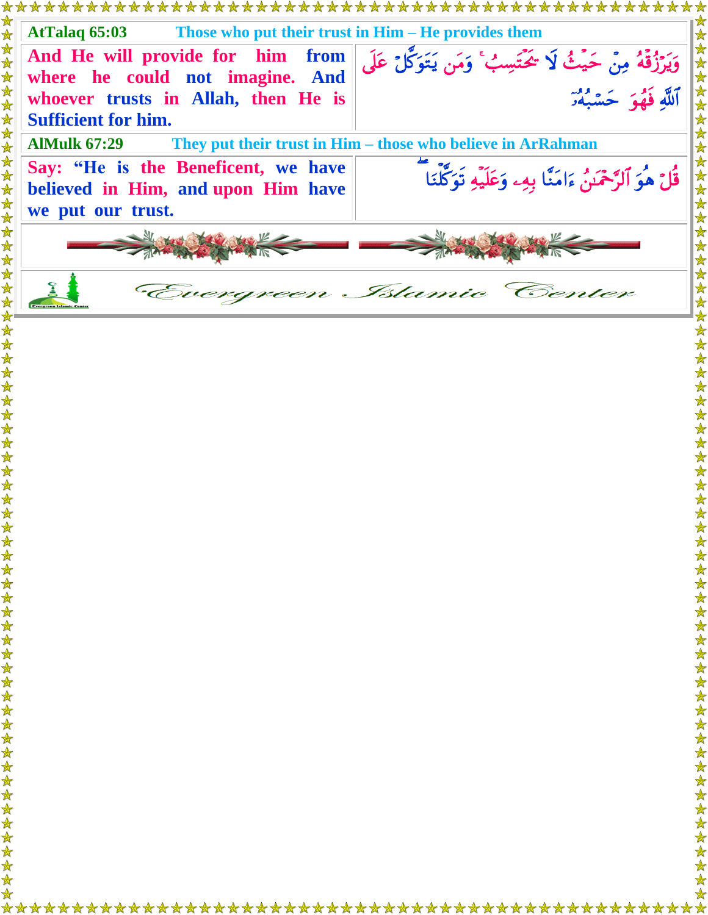**AtTalaq 65:03** — Those who put their trust in Him – He provides them

| | |
|---|---|
| And He will provide for him from where he could not imagine. And whoever trusts in Allah, then He is Sufficient for him. | وَيَرْزُقْهُ مِنْ حَيْثُ لَا يَحْتَسِبُ ۚ وَمَن يَتَوَكَّلْ عَلَى ٱللَّهِ فَهُوَ حَسْبُهُۥٓ |

**AlMulk 67:29** — They put their trust in Him – those who believe in ArRahman

| | |
|---|---|
| Say: "He is the Beneficent, we have believed in Him, and upon Him have we put our trust. | قُلْ هُوَ ٱلرَّحْمَٰنُ ءَامَنَّا بِهِۦ وَعَلَيْهِ تَوَكَّلْنَا ۖ |

Evergreen Islamic Center